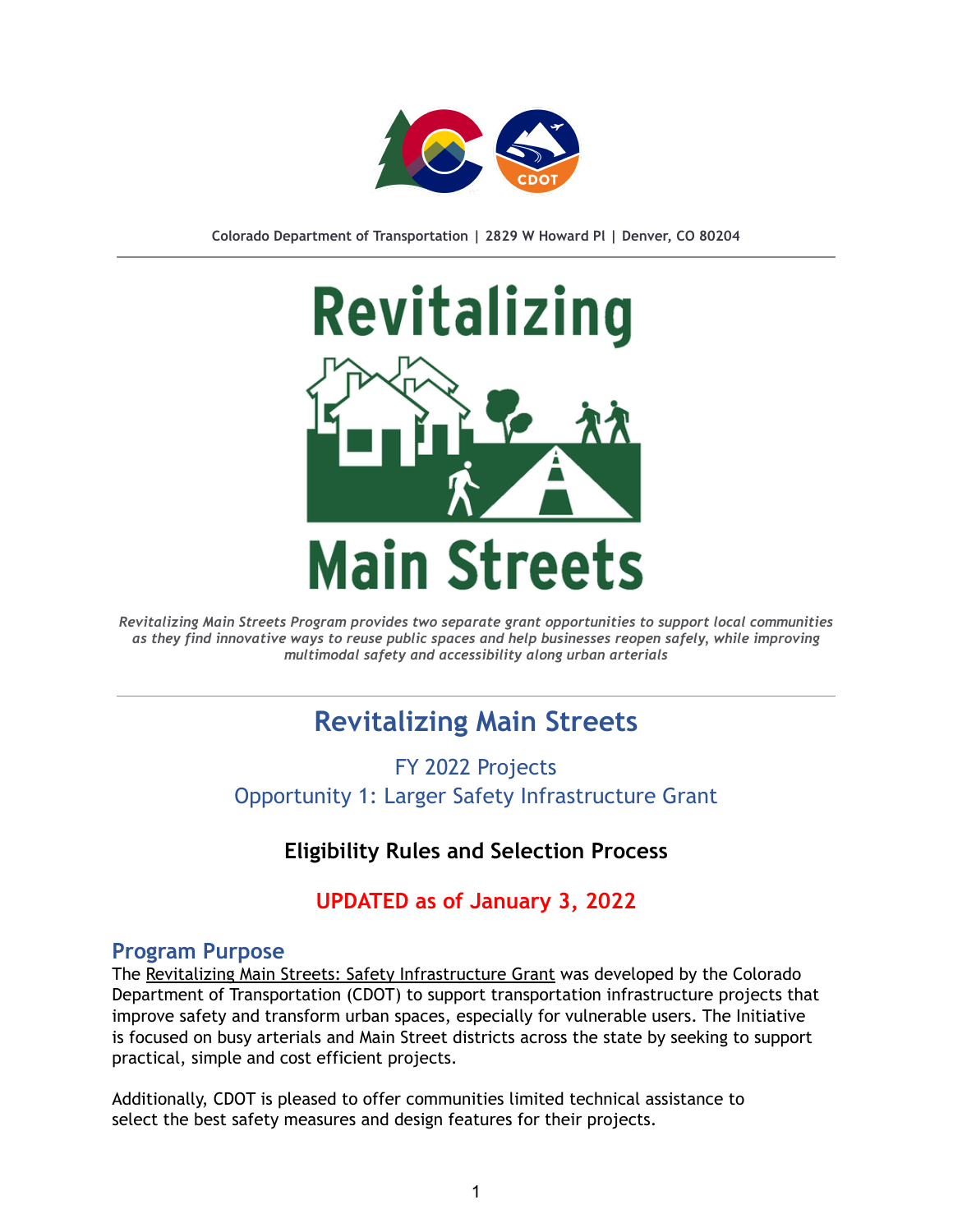Colorado Department of Transportation | 2829 W Howard Pl | Denver, CO 80204

*Revitalizing Main Streets Program provides two separate grant opportunities to support local communities as they find innovative ways to reuse public spaces and help businesses reopen safely, while improving multimodal safety and accessibility along urban arterials*

# Revitalizing Main Streets

## FY 2022 Projects
## Opportunity 1: Larger Safety Infrastructure Grant

### Eligibility Rules and Selection Process

### UPDATED as of January 3, 2022

## Program Purpose

The Revitalizing Main Streets: Safety Infrastructure Grant was developed by the Colorado Department of Transportation (CDOT) to support transportation infrastructure projects that improve safety and transform urban spaces, especially for vulnerable users. The Initiative is focused on busy arterials and Main Street districts across the state by seeking to support practical, simple and cost efficient projects.

Additionally, CDOT is pleased to offer communities limited technical assistance to select the best safety measures and design features for their projects.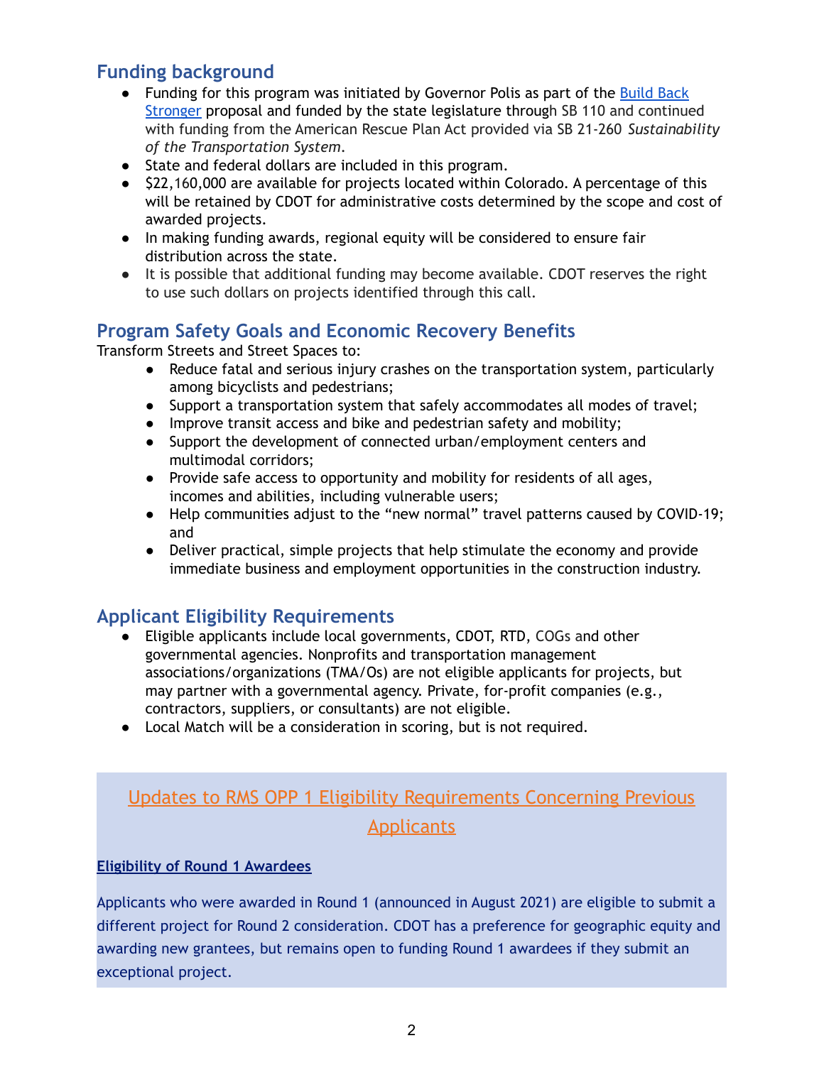## Funding background

- Funding for this program was initiated by Governor Polis as part of the Build Back Stronger proposal and funded by the state legislature through SB 110 and continued with funding from the American Rescue Plan Act provided via SB 21-260 *Sustainability of the Transportation System*.
- State and federal dollars are included in this program.
- $22,160,000 are available for projects located within Colorado. A percentage of this will be retained by CDOT for administrative costs determined by the scope and cost of awarded projects.
- In making funding awards, regional equity will be considered to ensure fair distribution across the state.
- It is possible that additional funding may become available. CDOT reserves the right to use such dollars on projects identified through this call.

## Program Safety Goals and Economic Recovery Benefits

Transform Streets and Street Spaces to:

- Reduce fatal and serious injury crashes on the transportation system, particularly among bicyclists and pedestrians;
- Support a transportation system that safely accommodates all modes of travel;
- Improve transit access and bike and pedestrian safety and mobility;
- Support the development of connected urban/employment centers and multimodal corridors;
- Provide safe access to opportunity and mobility for residents of all ages, incomes and abilities, including vulnerable users;
- Help communities adjust to the "new normal" travel patterns caused by COVID-19; and
- Deliver practical, simple projects that help stimulate the economy and provide immediate business and employment opportunities in the construction industry.

## Applicant Eligibility Requirements

- Eligible applicants include local governments, CDOT, RTD, COGs and other governmental agencies. Nonprofits and transportation management associations/organizations (TMA/Os) are not eligible applicants for projects, but may partner with a governmental agency. Private, for-profit companies (e.g., contractors, suppliers, or consultants) are not eligible.
- Local Match will be a consideration in scoring, but is not required.

## Updates to RMS OPP 1 Eligibility Requirements Concerning Previous Applicants

**Eligibility of Round 1 Awardees**

Applicants who were awarded in Round 1 (announced in August 2021) are eligible to submit a different project for Round 2 consideration. CDOT has a preference for geographic equity and awarding new grantees, but remains open to funding Round 1 awardees if they submit an exceptional project.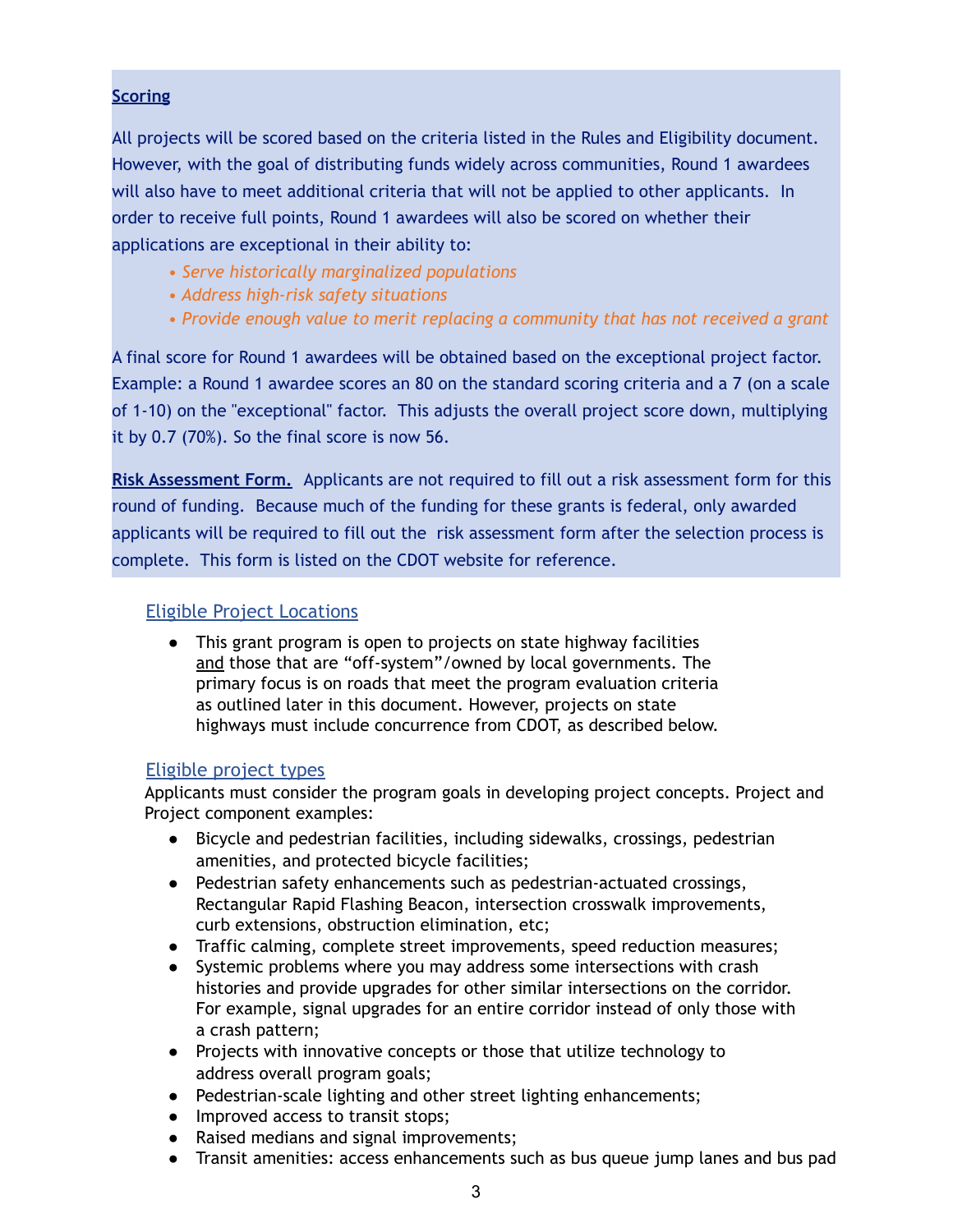**Scoring**

All projects will be scored based on the criteria listed in the Rules and Eligibility document. However, with the goal of distributing funds widely across communities, Round 1 awardees will also have to meet additional criteria that will not be applied to other applicants. In order to receive full points, Round 1 awardees will also be scored on whether their applications are exceptional in their ability to:

- *Serve historically marginalized populations*
- *Address high-risk safety situations*
- *Provide enough value to merit replacing a community that has not received a grant*

A final score for Round 1 awardees will be obtained based on the exceptional project factor. Example: a Round 1 awardee scores an 80 on the standard scoring criteria and a 7 (on a scale of 1-10) on the "exceptional" factor. This adjusts the overall project score down, multiplying it by 0.7 (70%). So the final score is now 56.

**Risk Assessment Form.** Applicants are not required to fill out a risk assessment form for this round of funding. Because much of the funding for these grants is federal, only awarded applicants will be required to fill out the risk assessment form after the selection process is complete. This form is listed on the CDOT website for reference.

## Eligible Project Locations

- This grant program is open to projects on state highway facilities and those that are "off-system"/owned by local governments. The primary focus is on roads that meet the program evaluation criteria as outlined later in this document. However, projects on state highways must include concurrence from CDOT, as described below.

## Eligible project types

Applicants must consider the program goals in developing project concepts. Project and Project component examples:

- Bicycle and pedestrian facilities, including sidewalks, crossings, pedestrian amenities, and protected bicycle facilities;
- Pedestrian safety enhancements such as pedestrian-actuated crossings, Rectangular Rapid Flashing Beacon, intersection crosswalk improvements, curb extensions, obstruction elimination, etc;
- Traffic calming, complete street improvements, speed reduction measures;
- Systemic problems where you may address some intersections with crash histories and provide upgrades for other similar intersections on the corridor. For example, signal upgrades for an entire corridor instead of only those with a crash pattern;
- Projects with innovative concepts or those that utilize technology to address overall program goals;
- Pedestrian-scale lighting and other street lighting enhancements;
- Improved access to transit stops;
- Raised medians and signal improvements;
- Transit amenities: access enhancements such as bus queue jump lanes and bus pad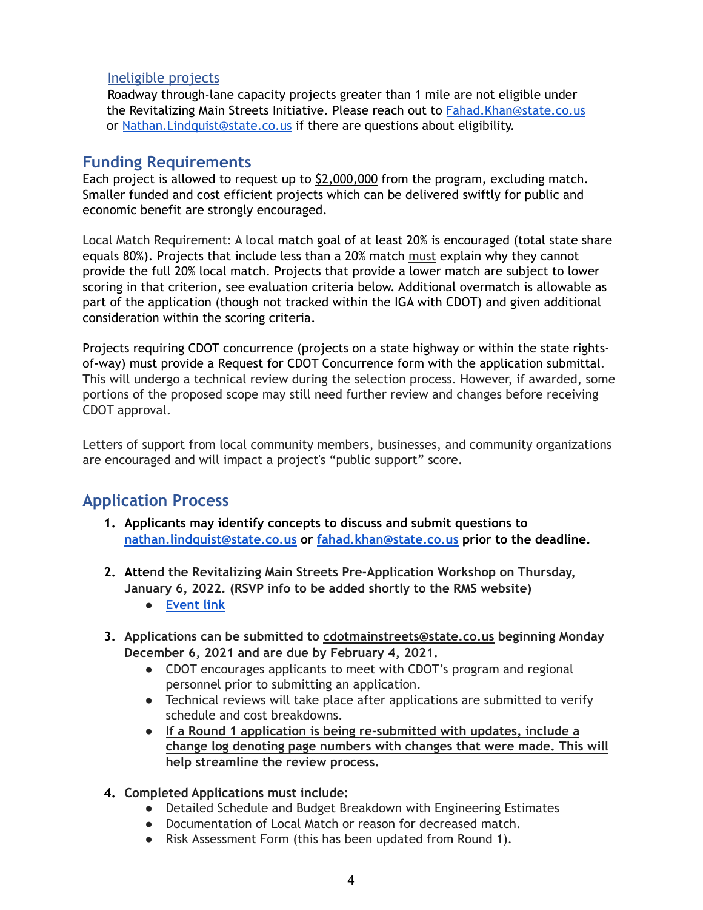Ineligible projects

Roadway through-lane capacity projects greater than 1 mile are not eligible under the Revitalizing Main Streets Initiative. Please reach out to Fahad.Khan@state.co.us or Nathan.Lindquist@state.co.us if there are questions about eligibility.

## Funding Requirements

Each project is allowed to request up to $2,000,000 from the program, excluding match. Smaller funded and cost efficient projects which can be delivered swiftly for public and economic benefit are strongly encouraged.

Local Match Requirement: A local match goal of at least 20% is encouraged (total state share equals 80%). Projects that include less than a 20% match must explain why they cannot provide the full 20% local match. Projects that provide a lower match are subject to lower scoring in that criterion, see evaluation criteria below. Additional overmatch is allowable as part of the application (though not tracked within the IGA with CDOT) and given additional consideration within the scoring criteria.

Projects requiring CDOT concurrence (projects on a state highway or within the state rights-of-way) must provide a Request for CDOT Concurrence form with the application submittal. This will undergo a technical review during the selection process. However, if awarded, some portions of the proposed scope may still need further review and changes before receiving CDOT approval.

Letters of support from local community members, businesses, and community organizations are encouraged and will impact a project's "public support" score.

## Application Process

1. **Applicants may identify concepts to discuss and submit questions to nathan.lindquist@state.co.us or fahad.khan@state.co.us prior to the deadline.**

2. **Attend the Revitalizing Main Streets Pre-Application Workshop on Thursday, January 6, 2022. (RSVP info to be added shortly to the RMS website)**
   - **Event link**

3. **Applications can be submitted to cdotmainstreets@state.co.us beginning Monday December 6, 2021 and are due by February 4, 2021.**
   - CDOT encourages applicants to meet with CDOT's program and regional personnel prior to submitting an application.
   - Technical reviews will take place after applications are submitted to verify schedule and cost breakdowns.
   - **If a Round 1 application is being re-submitted with updates, include a change log denoting page numbers with changes that were made. This will help streamline the review process.**

4. **Completed Applications must include:**
   - Detailed Schedule and Budget Breakdown with Engineering Estimates
   - Documentation of Local Match or reason for decreased match.
   - Risk Assessment Form (this has been updated from Round 1).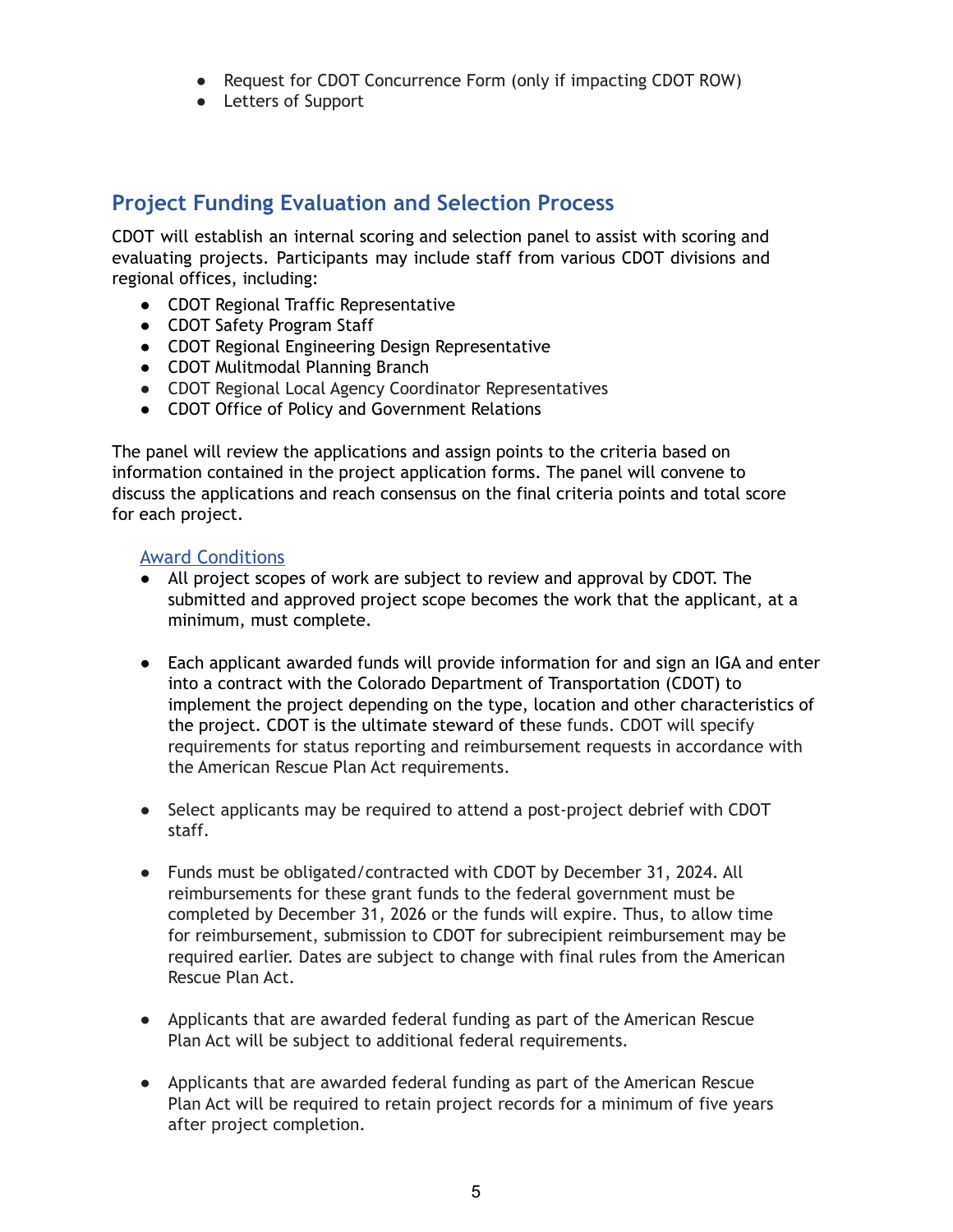- Request for CDOT Concurrence Form (only if impacting CDOT ROW)
- Letters of Support

## Project Funding Evaluation and Selection Process

CDOT will establish an internal scoring and selection panel to assist with scoring and evaluating projects. Participants may include staff from various CDOT divisions and regional offices, including:

- CDOT Regional Traffic Representative
- CDOT Safety Program Staff
- CDOT Regional Engineering Design Representative
- CDOT Mulitmodal Planning Branch
- CDOT Regional Local Agency Coordinator Representatives
- CDOT Office of Policy and Government Relations

The panel will review the applications and assign points to the criteria based on information contained in the project application forms. The panel will convene to discuss the applications and reach consensus on the final criteria points and total score for each project.

### Award Conditions

- All project scopes of work are subject to review and approval by CDOT. The submitted and approved project scope becomes the work that the applicant, at a minimum, must complete.

- Each applicant awarded funds will provide information for and sign an IGA and enter into a contract with the Colorado Department of Transportation (CDOT) to implement the project depending on the type, location and other characteristics of the project. CDOT is the ultimate steward of these funds. CDOT will specify requirements for status reporting and reimbursement requests in accordance with the American Rescue Plan Act requirements.

- Select applicants may be required to attend a post-project debrief with CDOT staff.

- Funds must be obligated/contracted with CDOT by December 31, 2024. All reimbursements for these grant funds to the federal government must be completed by December 31, 2026 or the funds will expire. Thus, to allow time for reimbursement, submission to CDOT for subrecipient reimbursement may be required earlier. Dates are subject to change with final rules from the American Rescue Plan Act.

- Applicants that are awarded federal funding as part of the American Rescue Plan Act will be subject to additional federal requirements.

- Applicants that are awarded federal funding as part of the American Rescue Plan Act will be required to retain project records for a minimum of five years after project completion.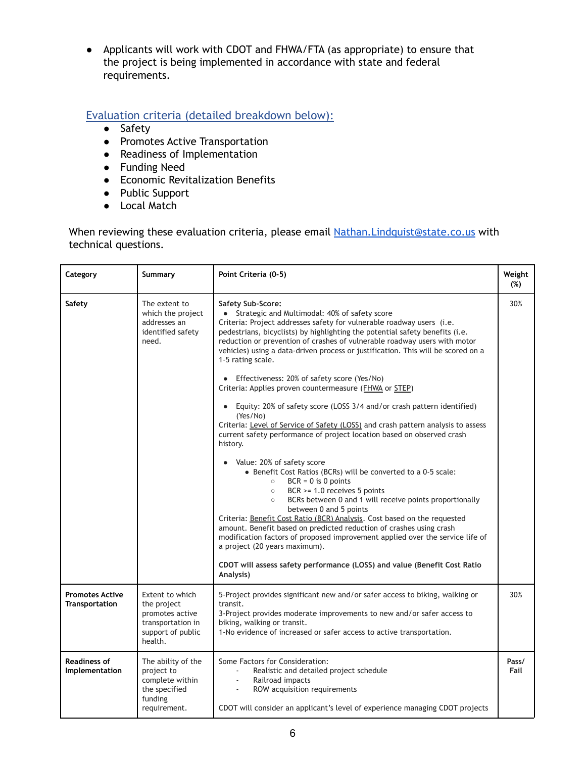- Applicants will work with CDOT and FHWA/FTA (as appropriate) to ensure that the project is being implemented in accordance with state and federal requirements.

## Evaluation criteria (detailed breakdown below):

- Safety
- Promotes Active Transportation
- Readiness of Implementation
- Funding Need
- Economic Revitalization Benefits
- Public Support
- Local Match

When reviewing these evaluation criteria, please email Nathan.Lindquist@state.co.us with technical questions.

| Category | Summary | Point Criteria (0-5) | Weight (%) |
|---|---|---|---|
| **Safety** | The extent to which the project addresses an identified safety need. | **Safety Sub-Score:**<br>• Strategic and Multimodal: 40% of safety score<br>Criteria: Project addresses safety for vulnerable roadway users (i.e. pedestrians, bicyclists) by highlighting the potential safety benefits (i.e. reduction or prevention of crashes of vulnerable roadway users with motor vehicles) using a data-driven process or justification. This will be scored on a 1-5 rating scale.<br><br>• Effectiveness: 20% of safety score (Yes/No)<br>Criteria: Applies proven countermeasure (FHWA or STEP)<br><br>• Equity: 20% of safety score (LOSS 3/4 and/or crash pattern identified) (Yes/No)<br>Criteria: Level of Service of Safety (LOSS) and crash pattern analysis to assess current safety performance of project location based on observed crash history.<br><br>• Value: 20% of safety score<br>&nbsp;&nbsp;• Benefit Cost Ratios (BCRs) will be converted to a 0-5 scale:<br>&nbsp;&nbsp;&nbsp;&nbsp;○ BCR = 0 is 0 points<br>&nbsp;&nbsp;&nbsp;&nbsp;○ BCR >= 1.0 receives 5 points<br>&nbsp;&nbsp;&nbsp;&nbsp;○ BCRs between 0 and 1 will receive points proportionally between 0 and 5 points<br>Criteria: Benefit Cost Ratio (BCR) Analysis. Cost based on the requested amount. Benefit based on predicted reduction of crashes using crash modification factors of proposed improvement applied over the service life of a project (20 years maximum).<br><br>**CDOT will assess safety performance (LOSS) and value (Benefit Cost Ratio Analysis)** | 30% |
| **Promotes Active Transportation** | Extent to which the project promotes active transportation in support of public health. | 5-Project provides significant new and/or safer access to biking, walking or transit.<br>3-Project provides moderate improvements to new and/or safer access to biking, walking or transit.<br>1-No evidence of increased or safer access to active transportation. | 30% |
| **Readiness of Implementation** | The ability of the project to complete within the specified funding requirement. | Some Factors for Consideration:<br>- Realistic and detailed project schedule<br>- Railroad impacts<br>- ROW acquisition requirements<br><br>CDOT will consider an applicant's level of experience managing CDOT projects | **Pass/ Fail** |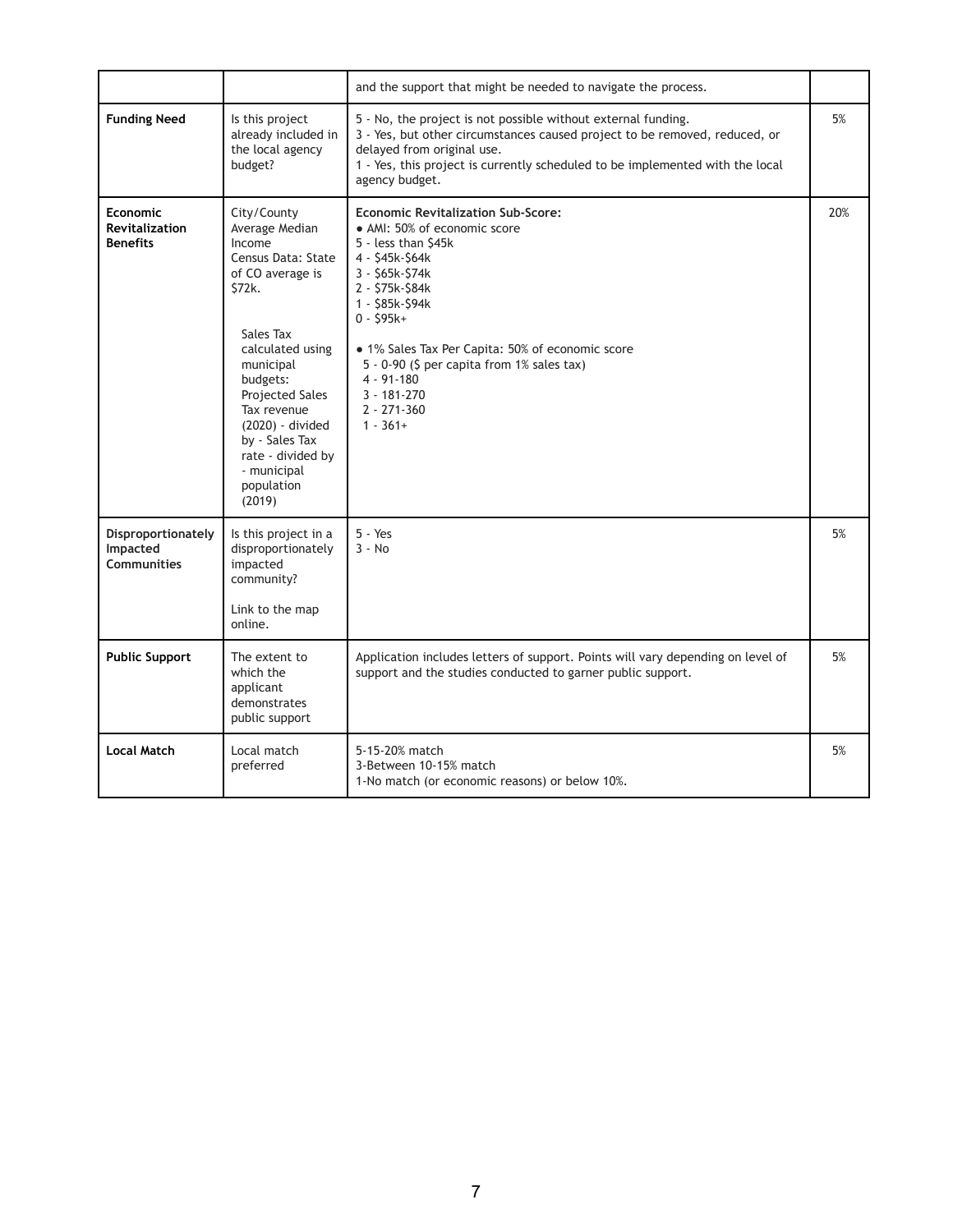| | | | |
|---|---|---|---|
| | | and the support that might be needed to navigate the process. | |
| **Funding Need** | Is this project already included in the local agency budget? | 5 - No, the project is not possible without external funding.<br>3 - Yes, but other circumstances caused project to be removed, reduced, or delayed from original use.<br>1 - Yes, this project is currently scheduled to be implemented with the local agency budget. | 5% |
| **Economic Revitalization Benefits** | City/County Average Median Income Census Data: State of CO average is $72k.<br><br>Sales Tax calculated using municipal budgets: Projected Sales Tax revenue (2020) - divided by - Sales Tax rate - divided by - municipal population (2019) | **Economic Revitalization Sub-Score:**<br>• AMI: 50% of economic score<br>5 - less than $45k<br>4 - $45k-$64k<br>3 - $65k-$74k<br>2 - $75k-$84k<br>1 - $85k-$94k<br>0 - $95k+<br><br>• 1% Sales Tax Per Capita: 50% of economic score<br>5 - 0-90 ($ per capita from 1% sales tax)<br>4 - 91-180<br>3 - 181-270<br>2 - 271-360<br>1 - 361+ | 20% |
| **Disproportionately Impacted Communities** | Is this project in a disproportionately impacted community?<br><br>Link to the map online. | 5 - Yes<br>3 - No | 5% |
| **Public Support** | The extent to which the applicant demonstrates public support | Application includes letters of support. Points will vary depending on level of support and the studies conducted to garner public support. | 5% |
| **Local Match** | Local match preferred | 5-15-20% match<br>3-Between 10-15% match<br>1-No match (or economic reasons) or below 10%. | 5% |